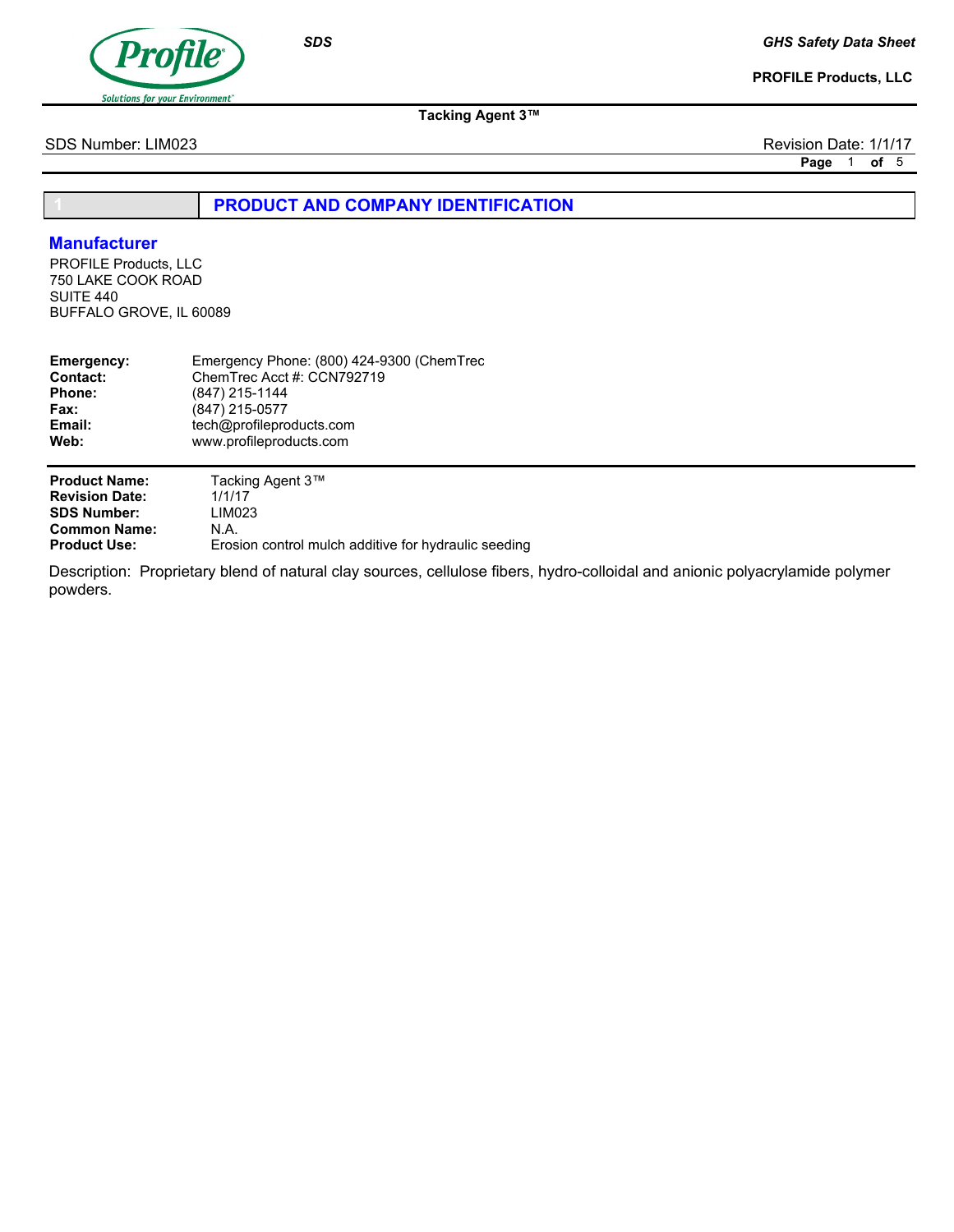# Tacking Agent 3™

SDS Number: LIM023

Revision Date: 1/1/17

## 1 PRODUCT AND COMPANY IDENTIFICATION

### Manufacturer

PROFILE Products, LLC
750 LAKE COOK ROAD
SUITE 440
BUFFALO GROVE, IL 60089

| | |
|---|---|
| **Emergency:** | Emergency Phone: (800) 424-9300 (ChemTrec |
| **Contact:** | ChemTrec Acct #: CCN792719 |
| **Phone:** | (847) 215-1144 |
| **Fax:** | (847) 215-0577 |
| **Email:** | tech@profileproducts.com |
| **Web:** | www.profileproducts.com |

| | |
|---|---|
| **Product Name:** | Tacking Agent 3™ |
| **Revision Date:** | 1/1/17 |
| **SDS Number:** | LIM023 |
| **Common Name:** | N.A. |
| **Product Use:** | Erosion control mulch additive for hydraulic seeding |

Description: Proprietary blend of natural clay sources, cellulose fibers, hydro-colloidal and anionic polyacrylamide polymer powders.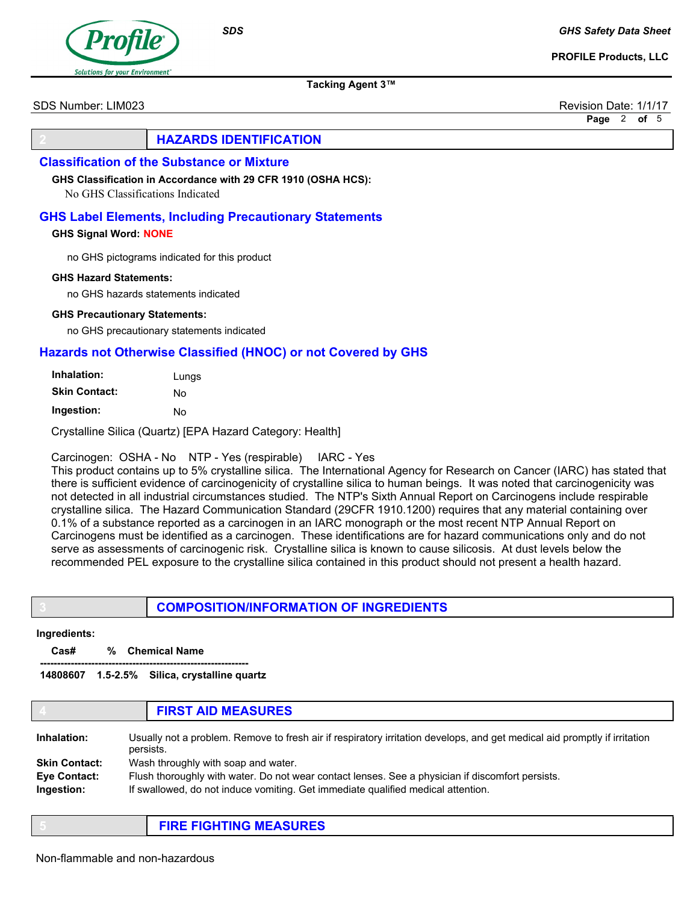## 2 HAZARDS IDENTIFICATION

### Classification of the Substance or Mixture

**GHS Classification in Accordance with 29 CFR 1910 (OSHA HCS):**

No GHS Classifications Indicated

### GHS Label Elements, Including Precautionary Statements

**GHS Signal Word:** NONE

no GHS pictograms indicated for this product

**GHS Hazard Statements:**

no GHS hazards statements indicated

**GHS Precautionary Statements:**

no GHS precautionary statements indicated

### Hazards not Otherwise Classified (HNOC) or not Covered by GHS

| | |
|---|---|
| **Inhalation:** | Lungs |
| **Skin Contact:** | No |
| **Ingestion:** | No |

Crystalline Silica (Quartz) [EPA Hazard Category: Health]

Carcinogen: OSHA - No NTP - Yes (respirable) IARC - Yes

This product contains up to 5% crystalline silica. The International Agency for Research on Cancer (IARC) has stated that there is sufficient evidence of carcinogenicity of crystalline silica to human beings. It was noted that carcinogenicity was not detected in all industrial circumstances studied. The NTP's Sixth Annual Report on Carcinogens include respirable crystalline silica. The Hazard Communication Standard (29CFR 1910.1200) requires that any material containing over 0.1% of a substance reported as a carcinogen in an IARC monograph or the most recent NTP Annual Report on Carcinogens must be identified as a carcinogen. These identifications are for hazard communications only and do not serve as assessments of carcinogenic risk. Crystalline silica is known to cause silicosis. At dust levels below the recommended PEL exposure to the crystalline silica contained in this product should not present a health hazard.

## 3 COMPOSITION/INFORMATION OF INGREDIENTS

**Ingredients:**

| Cas# | % | Chemical Name |
|---|---|---|
| **14808607** | **1.5-2.5%** | **Silica, crystalline quartz** |

## 4 FIRST AID MEASURES

| | |
|---|---|
| **Inhalation:** | Usually not a problem. Remove to fresh air if respiratory irritation develops, and get medical aid promptly if irritation persists. |
| **Skin Contact:** | Wash throughly with soap and water. |
| **Eye Contact:** | Flush thoroughly with water. Do not wear contact lenses. See a physician if discomfort persists. |
| **Ingestion:** | If swallowed, do not induce vomiting. Get immediate qualified medical attention. |

## 5 FIRE FIGHTING MEASURES

Non-flammable and non-hazardous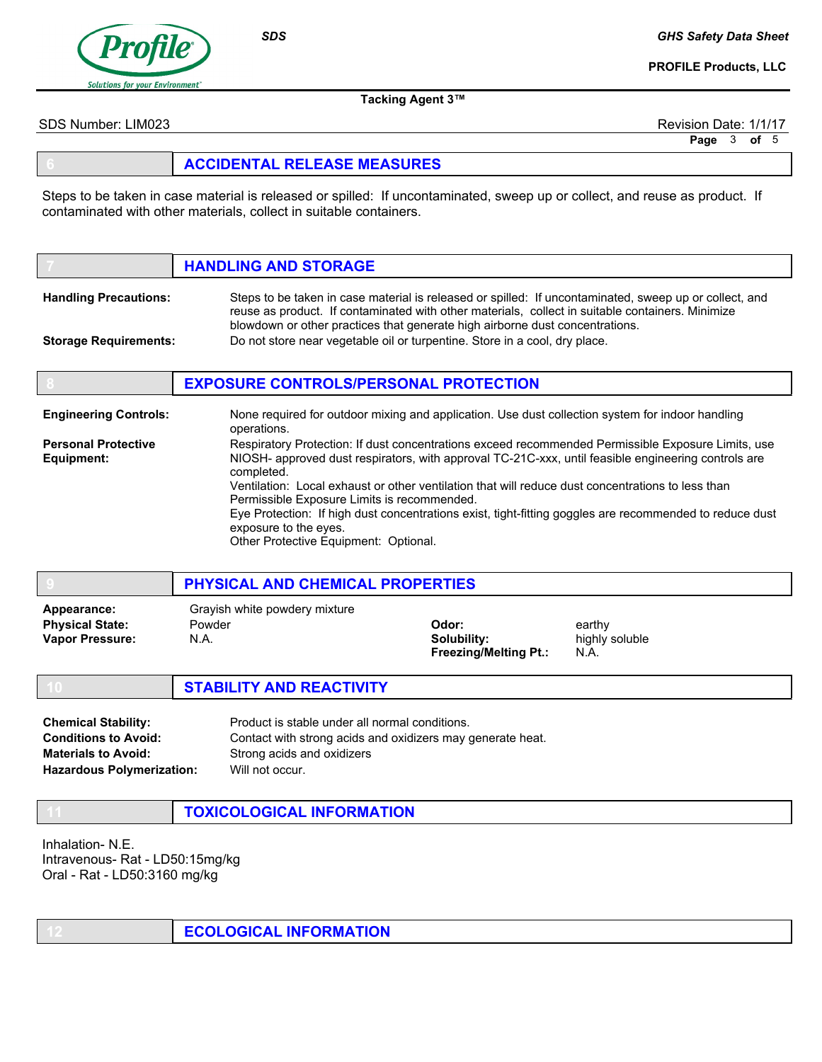## 6 ACCIDENTAL RELEASE MEASURES

Steps to be taken in case material is released or spilled: If uncontaminated, sweep up or collect, and reuse as product. If contaminated with other materials, collect in suitable containers.

## 7 HANDLING AND STORAGE

**Handling Precautions:** Steps to be taken in case material is released or spilled: If uncontaminated, sweep up or collect, and reuse as product. If contaminated with other materials, collect in suitable containers. Minimize blowdown or other practices that generate high airborne dust concentrations.

**Storage Requirements:** Do not store near vegetable oil or turpentine. Store in a cool, dry place.

## 8 EXPOSURE CONTROLS/PERSONAL PROTECTION

**Engineering Controls:** None required for outdoor mixing and application. Use dust collection system for indoor handling operations.

**Personal Protective Equipment:** Respiratory Protection: If dust concentrations exceed recommended Permissible Exposure Limits, use NIOSH- approved dust respirators, with approval TC-21C-xxx, until feasible engineering controls are completed.
Ventilation: Local exhaust or other ventilation that will reduce dust concentrations to less than Permissible Exposure Limits is recommended.
Eye Protection: If high dust concentrations exist, tight-fitting goggles are recommended to reduce dust exposure to the eyes.
Other Protective Equipment: Optional.

## 9 PHYSICAL AND CHEMICAL PROPERTIES

**Appearance:** Grayish white powdery mixture

**Physical State:** Powder

**Vapor Pressure:** N.A.

**Odor:** earthy

**Solubility:** highly soluble

**Freezing/Melting Pt.:** N.A.

## 10 STABILITY AND REACTIVITY

**Chemical Stability:** Product is stable under all normal conditions.

**Conditions to Avoid:** Contact with strong acids and oxidizers may generate heat.

**Materials to Avoid:** Strong acids and oxidizers

**Hazardous Polymerization:** Will not occur.

## 11 TOXICOLOGICAL INFORMATION

Inhalation- N.E.
Intravenous- Rat - LD50:15mg/kg
Oral - Rat - LD50:3160 mg/kg

## 12 ECOLOGICAL INFORMATION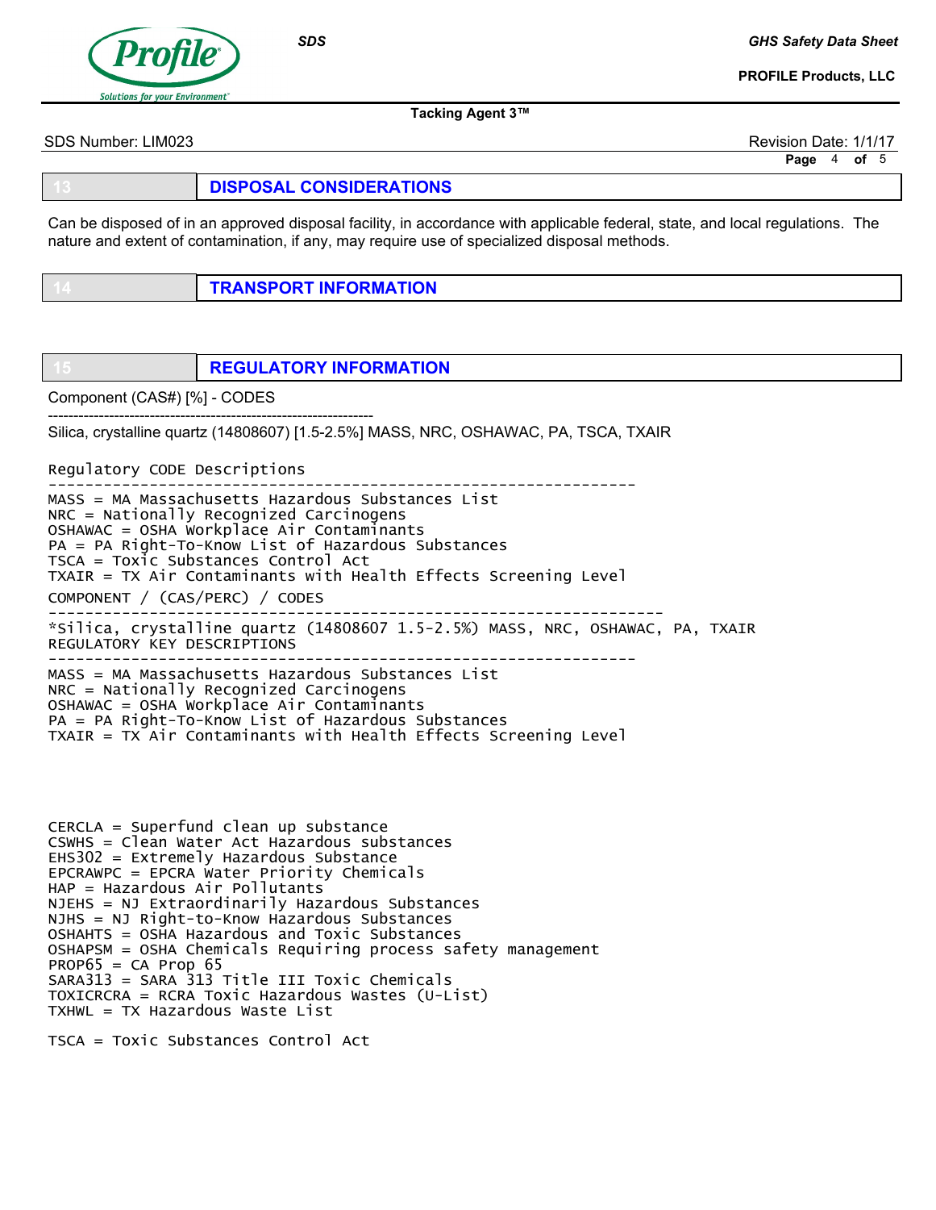## 13 DISPOSAL CONSIDERATIONS

Can be disposed of in an approved disposal facility, in accordance with applicable federal, state, and local regulations. The nature and extent of contamination, if any, may require use of specialized disposal methods.

## 14 TRANSPORT INFORMATION

## 15 REGULATORY INFORMATION

Component (CAS#) [%] - CODES

----------------------------------------------------------------

Silica, crystalline quartz (14808607) [1.5-2.5%] MASS, NRC, OSHAWAC, PA, TSCA, TXAIR

```
Regulatory CODE Descriptions
----------------------------------------------------------------
MASS = MA Massachusetts Hazardous Substances List
NRC = Nationally Recognized Carcinogens
OSHAWAC = OSHA Workplace Air Contaminants
PA = PA Right-To-Know List of Hazardous Substances
TSCA = Toxic Substances Control Act
TXAIR = TX Air Contaminants with Health Effects Screening Level
COMPONENT / (CAS/PERC) / CODES
----------------------------------------------------------------
*Silica, crystalline quartz (14808607 1.5-2.5%) MASS, NRC, OSHAWAC, PA, TXAIR
REGULATORY KEY DESCRIPTIONS
----------------------------------------------------------------
MASS = MA Massachusetts Hazardous Substances List
NRC = Nationally Recognized Carcinogens
OSHAWAC = OSHA Workplace Air Contaminants
PA = PA Right-To-Know List of Hazardous Substances
TXAIR = TX Air Contaminants with Health Effects Screening Level



CERCLA = Superfund clean up substance
CSWHS = Clean Water Act Hazardous substances
EHS302 = Extremely Hazardous Substance
EPCRAWPC = EPCRA Water Priority Chemicals
HAP = Hazardous Air Pollutants
NJEHS = NJ Extraordinarily Hazardous Substances
NJHS = NJ Right-to-Know Hazardous Substances
OSHAHTS = OSHA Hazardous and Toxic Substances
OSHAPSM = OSHA Chemicals Requiring process safety management
PROP65 = CA Prop 65
SARA313 = SARA 313 Title III Toxic Chemicals
TOXICRCRA = RCRA Toxic Hazardous Wastes (U-List)
TXHWL = TX Hazardous Waste List

TSCA = Toxic Substances Control Act
```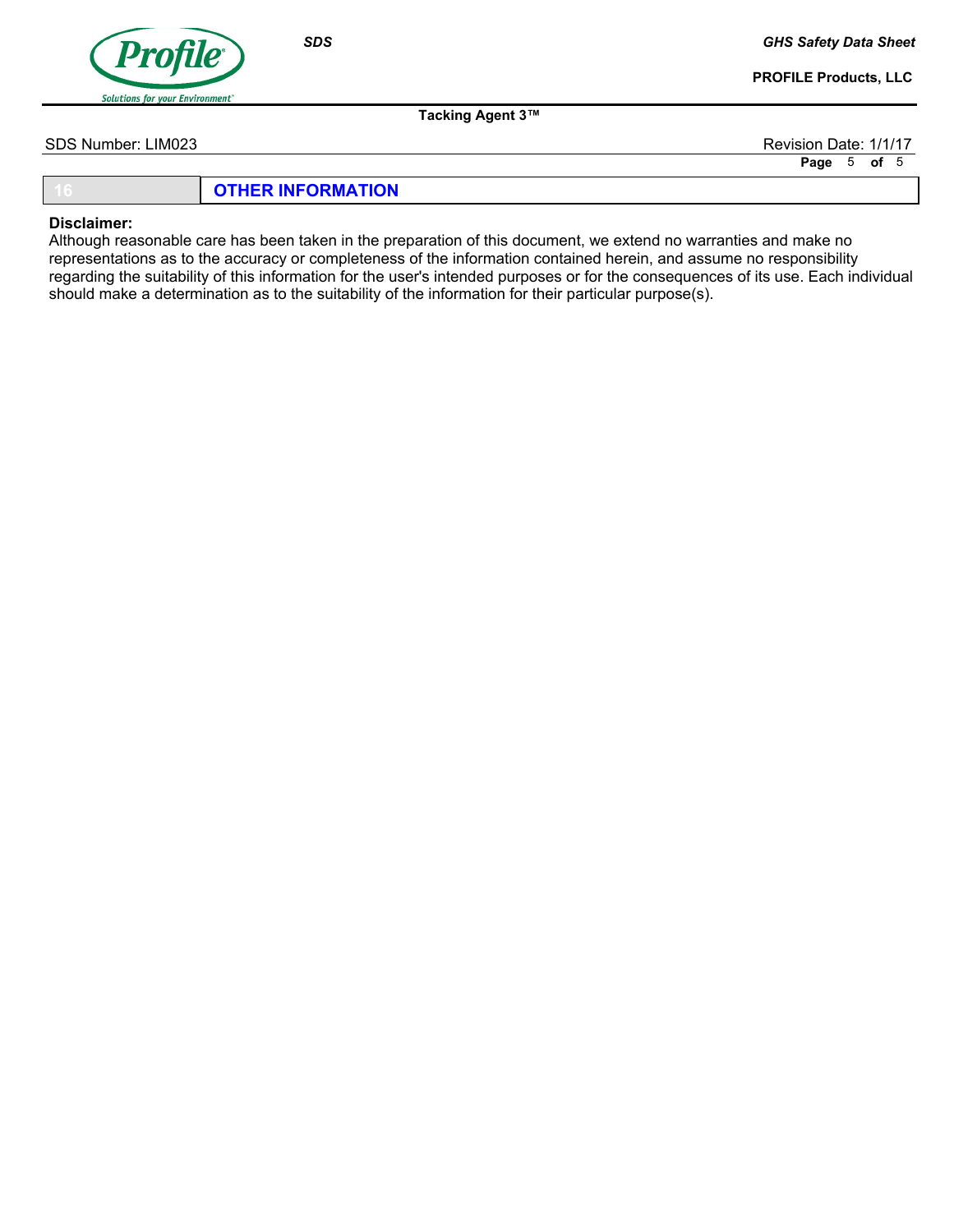## 16 OTHER INFORMATION

**Disclaimer:**

Although reasonable care has been taken in the preparation of this document, we extend no warranties and make no representations as to the accuracy or completeness of the information contained herein, and assume no responsibility regarding the suitability of this information for the user's intended purposes or for the consequences of its use. Each individual should make a determination as to the suitability of the information for their particular purpose(s).